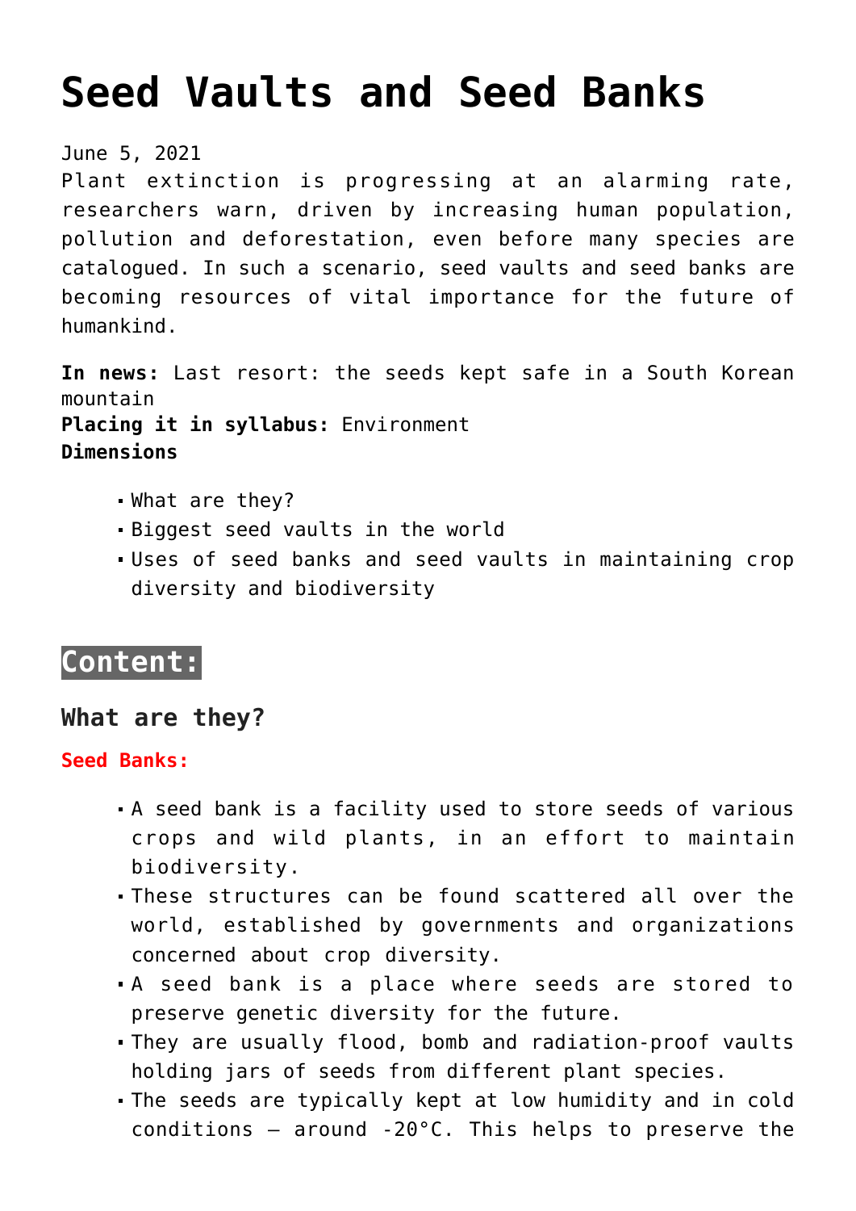# Seed Vaults and Seed Banks

June 5, 2021

Plant extinction is progressing at an alarming rate, researchers warn, driven by increasing human population, pollution and deforestation, even before many species are catalogued. In such a scenario, seed vaults and seed banks are becoming resources of vital importance for the future of humankind.

**In news:** Last resort: the seeds kept safe in a South Korean mountain
**Placing it in syllabus:** Environment
**Dimensions**

- What are they?
- Biggest seed vaults in the world
- Uses of seed banks and seed vaults in maintaining crop diversity and biodiversity

## Content:

### What are they?

**Seed Banks:**

- A seed bank is a facility used to store seeds of various crops and wild plants, in an effort to maintain biodiversity.
- These structures can be found scattered all over the world, established by governments and organizations concerned about crop diversity.
- A seed bank is a place where seeds are stored to preserve genetic diversity for the future.
- They are usually flood, bomb and radiation-proof vaults holding jars of seeds from different plant species.
- The seeds are typically kept at low humidity and in cold conditions – around -20°C. This helps to preserve the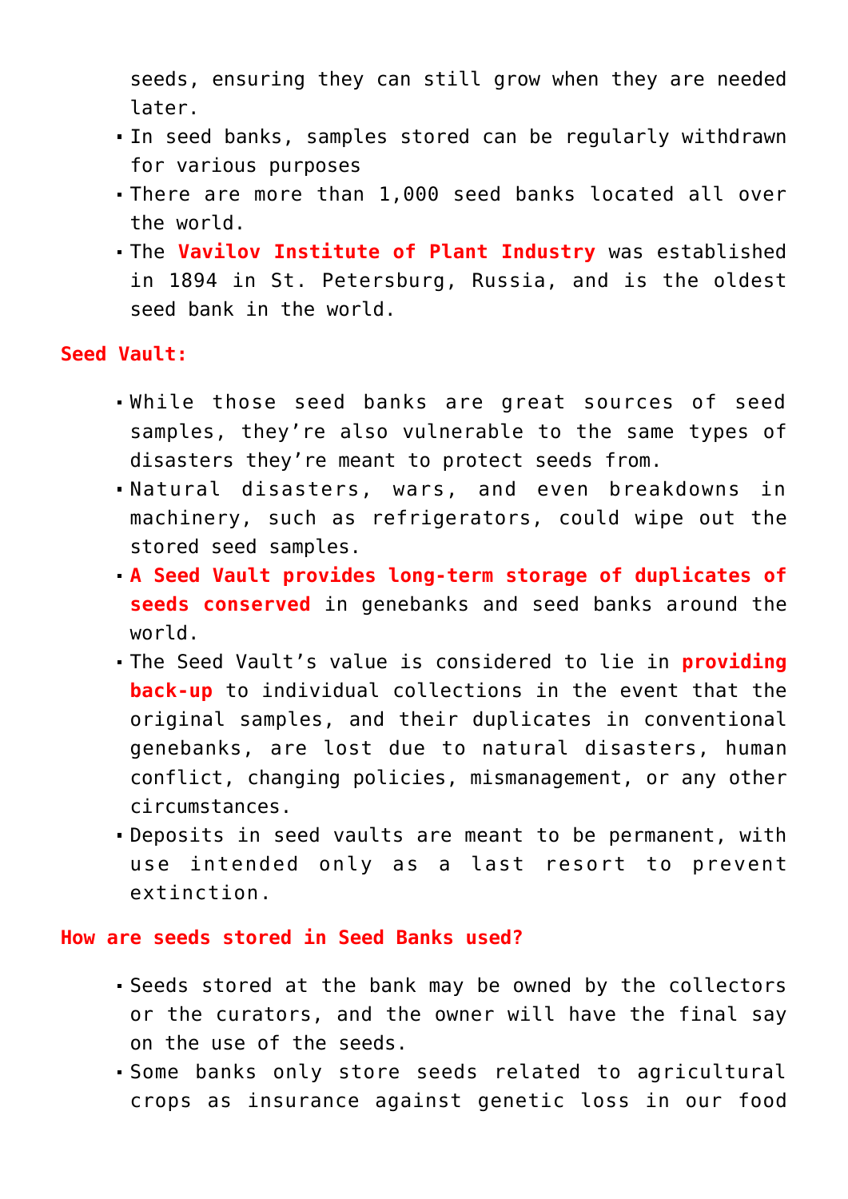seeds, ensuring they can still grow when they are needed later.

- In seed banks, samples stored can be regularly withdrawn for various purposes
- There are more than 1,000 seed banks located all over the world.
- The **Vavilov Institute of Plant Industry** was established in 1894 in St. Petersburg, Russia, and is the oldest seed bank in the world.

**Seed Vault:**

- While those seed banks are great sources of seed samples, they're also vulnerable to the same types of disasters they're meant to protect seeds from.
- Natural disasters, wars, and even breakdowns in machinery, such as refrigerators, could wipe out the stored seed samples.
- **A Seed Vault provides long-term storage of duplicates of seeds conserved** in genebanks and seed banks around the world.
- The Seed Vault's value is considered to lie in **providing back-up** to individual collections in the event that the original samples, and their duplicates in conventional genebanks, are lost due to natural disasters, human conflict, changing policies, mismanagement, or any other circumstances.
- Deposits in seed vaults are meant to be permanent, with use intended only as a last resort to prevent extinction.

**How are seeds stored in Seed Banks used?**

- Seeds stored at the bank may be owned by the collectors or the curators, and the owner will have the final say on the use of the seeds.
- Some banks only store seeds related to agricultural crops as insurance against genetic loss in our food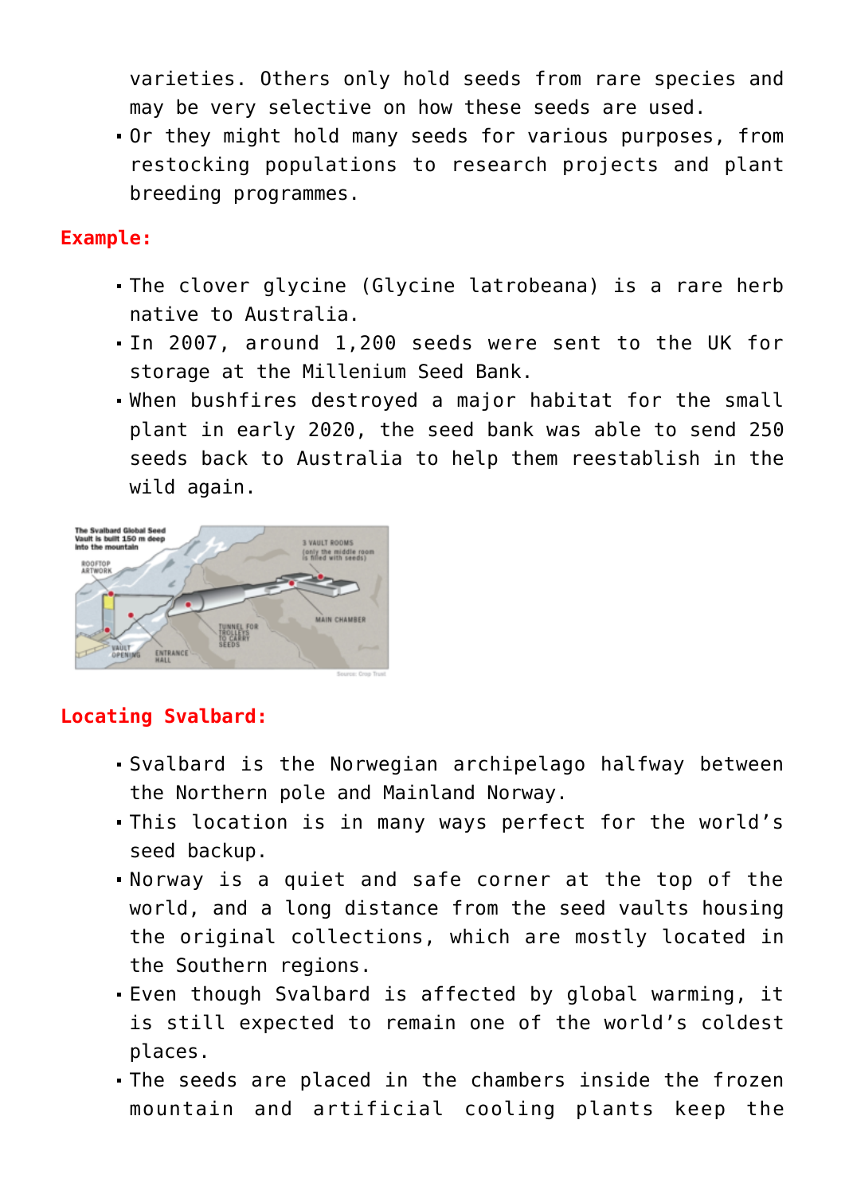varieties. Others only hold seeds from rare species and may be very selective on how these seeds are used.

- Or they might hold many seeds for various purposes, from restocking populations to research projects and plant breeding programmes.

**Example:**

- The clover glycine (Glycine latrobeana) is a rare herb native to Australia.
- In 2007, around 1,200 seeds were sent to the UK for storage at the Millenium Seed Bank.
- When bushfires destroyed a major habitat for the small plant in early 2020, the seed bank was able to send 250 seeds back to Australia to help them reestablish in the wild again.

**Locating Svalbard:**

- Svalbard is the Norwegian archipelago halfway between the Northern pole and Mainland Norway.
- This location is in many ways perfect for the world's seed backup.
- Norway is a quiet and safe corner at the top of the world, and a long distance from the seed vaults housing the original collections, which are mostly located in the Southern regions.
- Even though Svalbard is affected by global warming, it is still expected to remain one of the world's coldest places.
- The seeds are placed in the chambers inside the frozen mountain and artificial cooling plants keep the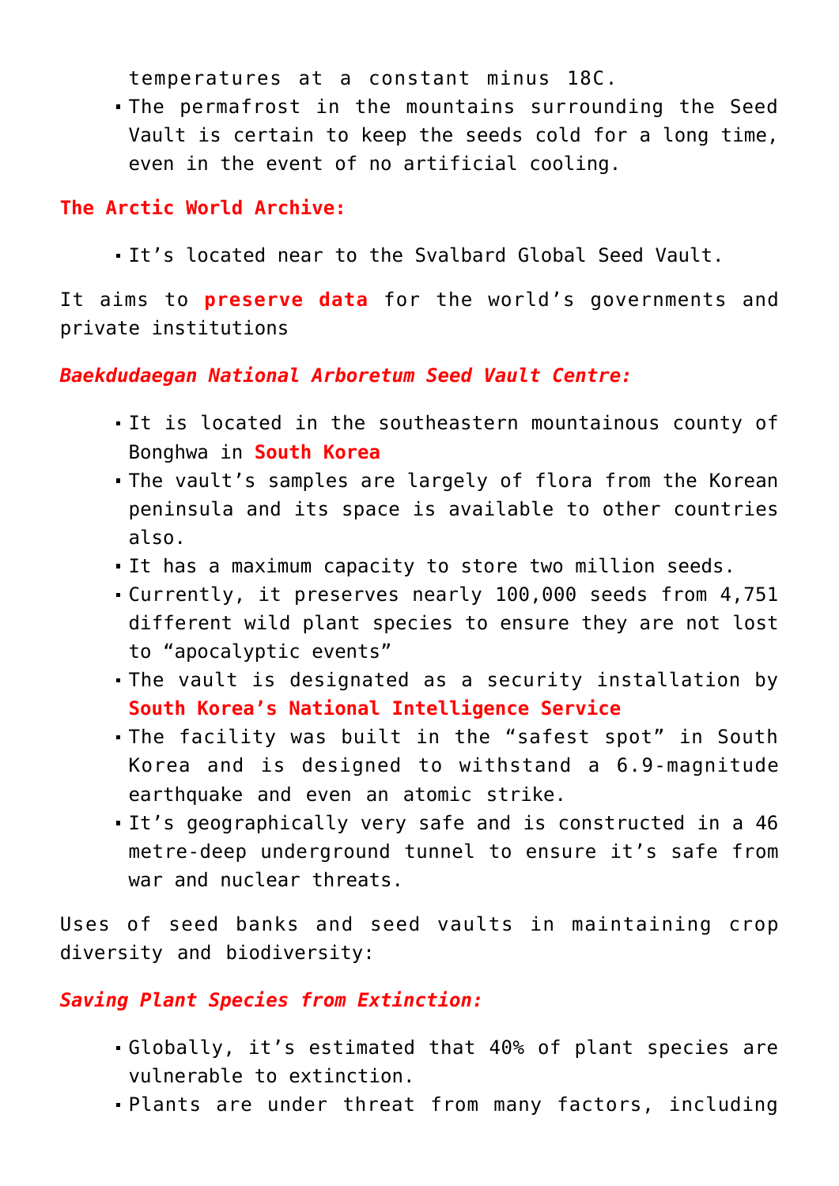temperatures at a constant minus 18C.

- The permafrost in the mountains surrounding the Seed Vault is certain to keep the seeds cold for a long time, even in the event of no artificial cooling.

**The Arctic World Archive:**

- It's located near to the Svalbard Global Seed Vault.

It aims to **preserve data** for the world's governments and private institutions

***Baekdudaegan National Arboretum Seed Vault Centre:***

- It is located in the southeastern mountainous county of Bonghwa in **South Korea**
- The vault's samples are largely of flora from the Korean peninsula and its space is available to other countries also.
- It has a maximum capacity to store two million seeds.
- Currently, it preserves nearly 100,000 seeds from 4,751 different wild plant species to ensure they are not lost to "apocalyptic events"
- The vault is designated as a security installation by **South Korea's National Intelligence Service**
- The facility was built in the "safest spot" in South Korea and is designed to withstand a 6.9-magnitude earthquake and even an atomic strike.
- It's geographically very safe and is constructed in a 46 metre-deep underground tunnel to ensure it's safe from war and nuclear threats.

Uses of seed banks and seed vaults in maintaining crop diversity and biodiversity:

***Saving Plant Species from Extinction:***

- Globally, it's estimated that 40% of plant species are vulnerable to extinction.
- Plants are under threat from many factors, including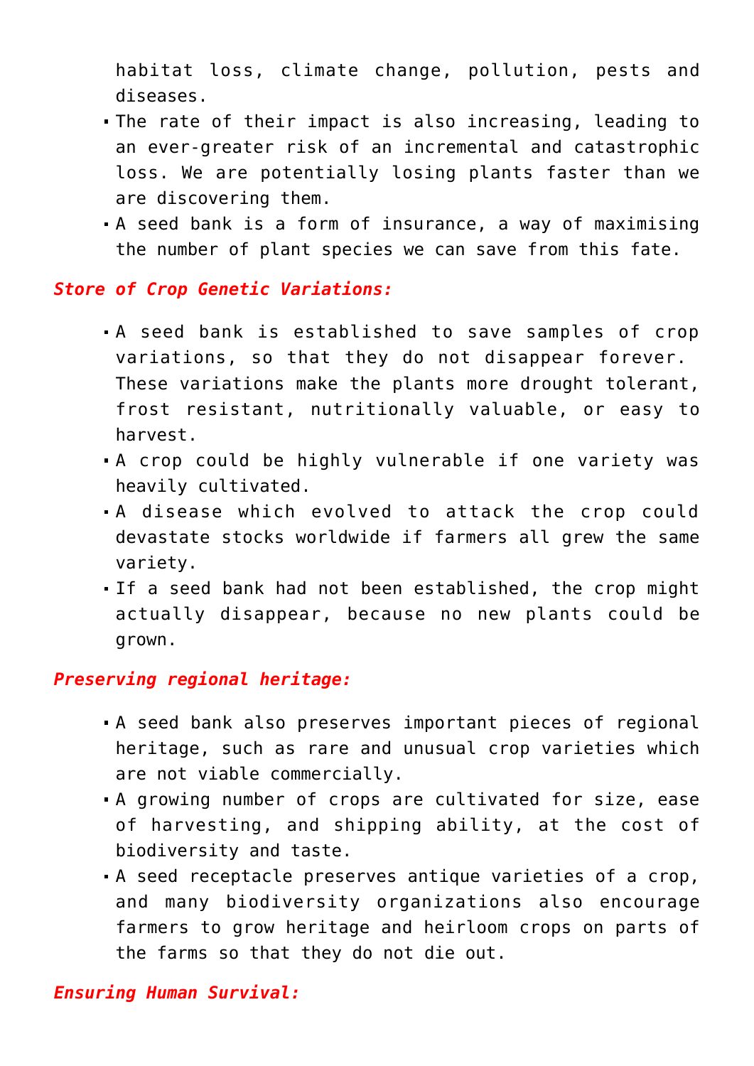habitat loss, climate change, pollution, pests and diseases.

- The rate of their impact is also increasing, leading to an ever-greater risk of an incremental and catastrophic loss. We are potentially losing plants faster than we are discovering them.
- A seed bank is a form of insurance, a way of maximising the number of plant species we can save from this fate.

***Store of Crop Genetic Variations:***

- A seed bank is established to save samples of crop variations, so that they do not disappear forever. These variations make the plants more drought tolerant, frost resistant, nutritionally valuable, or easy to harvest.
- A crop could be highly vulnerable if one variety was heavily cultivated.
- A disease which evolved to attack the crop could devastate stocks worldwide if farmers all grew the same variety.
- If a seed bank had not been established, the crop might actually disappear, because no new plants could be grown.

***Preserving regional heritage:***

- A seed bank also preserves important pieces of regional heritage, such as rare and unusual crop varieties which are not viable commercially.
- A growing number of crops are cultivated for size, ease of harvesting, and shipping ability, at the cost of biodiversity and taste.
- A seed receptacle preserves antique varieties of a crop, and many biodiversity organizations also encourage farmers to grow heritage and heirloom crops on parts of the farms so that they do not die out.

***Ensuring Human Survival:***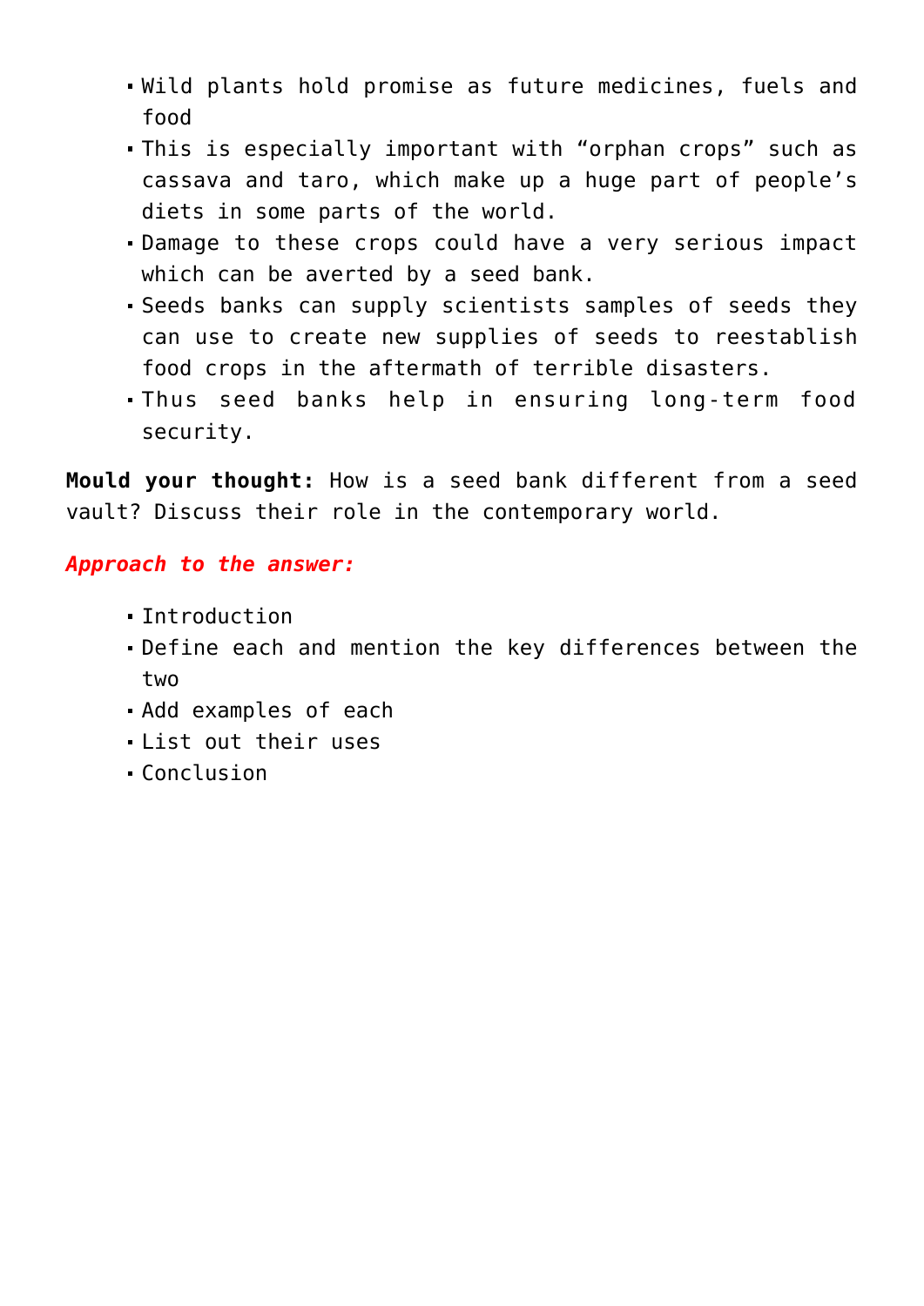- Wild plants hold promise as future medicines, fuels and food
- This is especially important with “orphan crops” such as cassava and taro, which make up a huge part of people’s diets in some parts of the world.
- Damage to these crops could have a very serious impact which can be averted by a seed bank.
- Seeds banks can supply scientists samples of seeds they can use to create new supplies of seeds to reestablish food crops in the aftermath of terrible disasters.
- Thus seed banks help in ensuring long-term food security.

**Mould your thought:** How is a seed bank different from a seed vault? Discuss their role in the contemporary world.

***Approach to the answer:***

- Introduction
- Define each and mention the key differences between the two
- Add examples of each
- List out their uses
- Conclusion